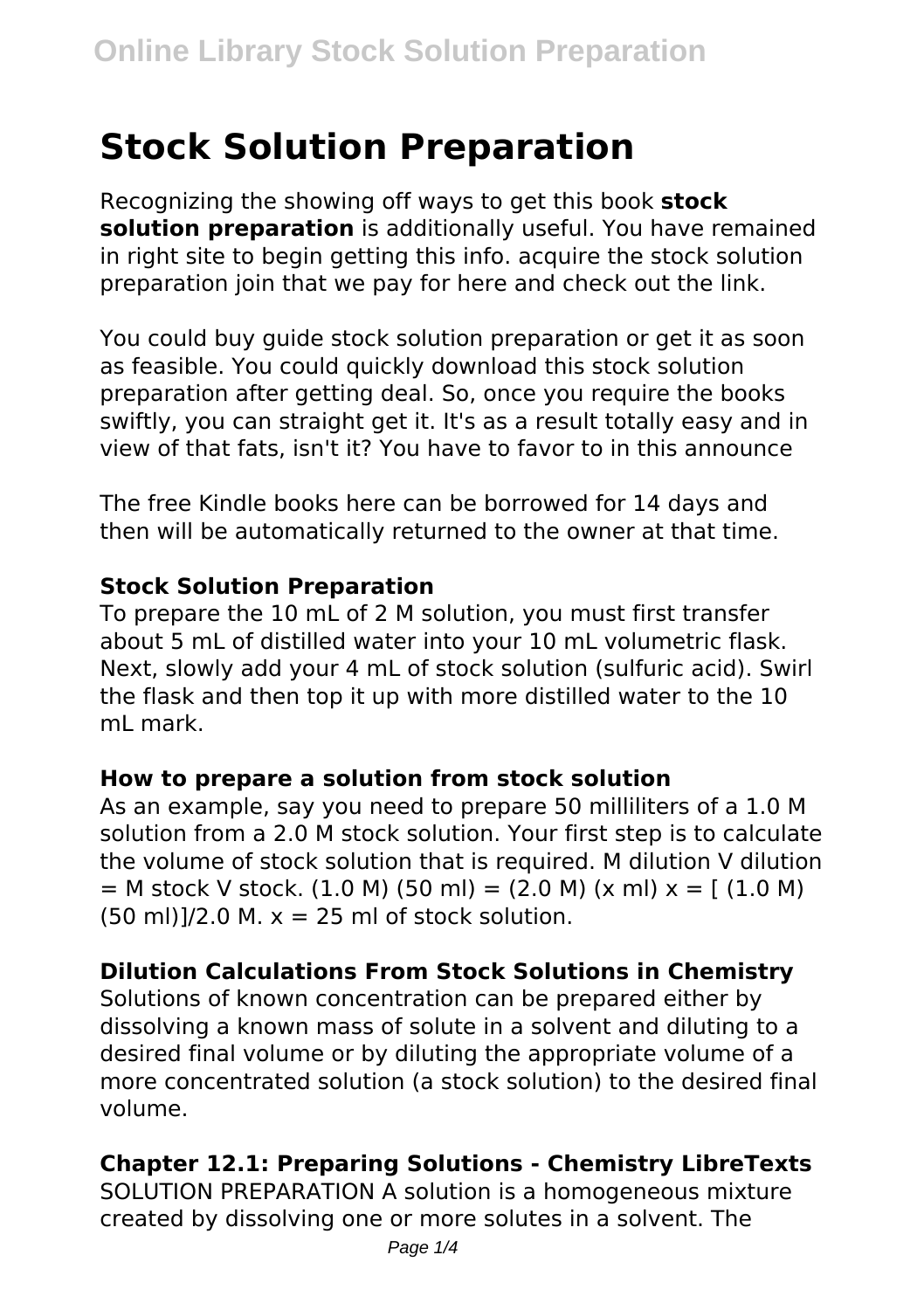# Stock Solution Preparation

Recognizing the showing off ways to get this book **stock solution preparation** is additionally useful. You have remained in right site to begin getting this info. acquire the stock solution preparation join that we pay for here and check out the link.

You could buy guide stock solution preparation or get it as soon as feasible. You could quickly download this stock solution preparation after getting deal. So, once you require the books swiftly, you can straight get it. It's as a result totally easy and in view of that fats, isn't it? You have to favor to in this announce

The free Kindle books here can be borrowed for 14 days and then will be automatically returned to the owner at that time.

### Stock Solution Preparation

To prepare the 10 mL of 2 M solution, you must first transfer about 5 mL of distilled water into your 10 mL volumetric flask. Next, slowly add your 4 mL of stock solution (sulfuric acid). Swirl the flask and then top it up with more distilled water to the 10 mL mark.

### How to prepare a solution from stock solution

As an example, say you need to prepare 50 milliliters of a 1.0 M solution from a 2.0 M stock solution. Your first step is to calculate the volume of stock solution that is required. $M_{dilution} V_{dilution} = M_{stock} V_{stock}$. $(1.0\ M)(50\ ml) = (2.0\ M)(x\ ml)$ $x = [(1.0\ M)(50\ ml)]/2.0\ M$. $x = 25$ ml of stock solution.

### Dilution Calculations From Stock Solutions in Chemistry

Solutions of known concentration can be prepared either by dissolving a known mass of solute in a solvent and diluting to a desired final volume or by diluting the appropriate volume of a more concentrated solution (a stock solution) to the desired final volume.

### Chapter 12.1: Preparing Solutions - Chemistry LibreTexts

SOLUTION PREPARATION A solution is a homogeneous mixture created by dissolving one or more solutes in a solvent. The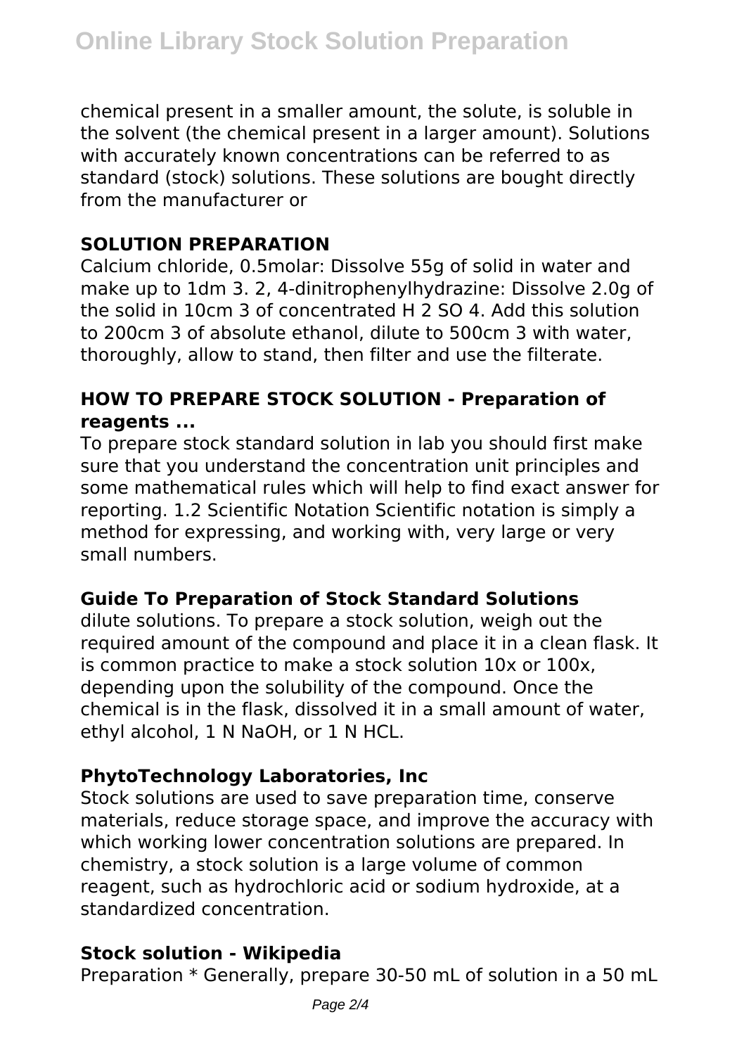chemical present in a smaller amount, the solute, is soluble in the solvent (the chemical present in a larger amount). Solutions with accurately known concentrations can be referred to as standard (stock) solutions. These solutions are bought directly from the manufacturer or

## SOLUTION PREPARATION

Calcium chloride, 0.5molar: Dissolve 55g of solid in water and make up to 1dm 3. 2, 4-dinitrophenylhydrazine: Dissolve 2.0g of the solid in 10cm 3 of concentrated $H_2SO_4$. Add this solution to 200cm 3 of absolute ethanol, dilute to 500cm 3 with water, thoroughly, allow to stand, then filter and use the filterate.

## HOW TO PREPARE STOCK SOLUTION - Preparation of reagents ...

To prepare stock standard solution in lab you should first make sure that you understand the concentration unit principles and some mathematical rules which will help to find exact answer for reporting. 1.2 Scientific Notation Scientific notation is simply a method for expressing, and working with, very large or very small numbers.

## Guide To Preparation of Stock Standard Solutions

dilute solutions. To prepare a stock solution, weigh out the required amount of the compound and place it in a clean flask. It is common practice to make a stock solution 10x or 100x, depending upon the solubility of the compound. Once the chemical is in the flask, dissolved it in a small amount of water, ethyl alcohol, 1 N NaOH, or 1 N HCL.

## PhytoTechnology Laboratories, Inc

Stock solutions are used to save preparation time, conserve materials, reduce storage space, and improve the accuracy with which working lower concentration solutions are prepared. In chemistry, a stock solution is a large volume of common reagent, such as hydrochloric acid or sodium hydroxide, at a standardized concentration.

## Stock solution - Wikipedia

Preparation * Generally, prepare 30-50 mL of solution in a 50 mL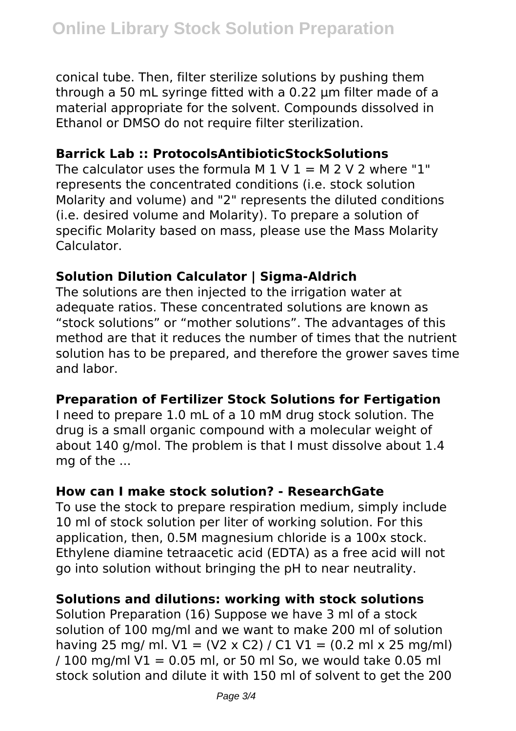conical tube. Then, filter sterilize solutions by pushing them through a 50 mL syringe fitted with a 0.22 µm filter made of a material appropriate for the solvent. Compounds dissolved in Ethanol or DMSO do not require filter sterilization.

### Barrick Lab :: ProtocolsAntibioticStockSolutions

The calculator uses the formula $M_1 V_1 = M_2 V_2$ where "1" represents the concentrated conditions (i.e. stock solution Molarity and volume) and "2" represents the diluted conditions (i.e. desired volume and Molarity). To prepare a solution of specific Molarity based on mass, please use the Mass Molarity Calculator.

### Solution Dilution Calculator | Sigma-Aldrich

The solutions are then injected to the irrigation water at adequate ratios. These concentrated solutions are known as “stock solutions” or “mother solutions”. The advantages of this method are that it reduces the number of times that the nutrient solution has to be prepared, and therefore the grower saves time and labor.

### Preparation of Fertilizer Stock Solutions for Fertigation

I need to prepare 1.0 mL of a 10 mM drug stock solution. The drug is a small organic compound with a molecular weight of about 140 g/mol. The problem is that I must dissolve about 1.4 mg of the ...

### How can I make stock solution? - ResearchGate

To use the stock to prepare respiration medium, simply include 10 ml of stock solution per liter of working solution. For this application, then, 0.5M magnesium chloride is a 100x stock. Ethylene diamine tetraacetic acid (EDTA) as a free acid will not go into solution without bringing the pH to near neutrality.

### Solutions and dilutions: working with stock solutions

Solution Preparation (16) Suppose we have 3 ml of a stock solution of 100 mg/ml and we want to make 200 ml of solution having 25 mg/ ml. $V1 = (V2 \times C2) / C1$ $V1 = (0.2 \text{ ml} \times 25 \text{ mg/ml}) / 100 \text{ mg/ml}$ $V1 = 0.05$ ml, or 50 ml So, we would take 0.05 ml stock solution and dilute it with 150 ml of solvent to get the 200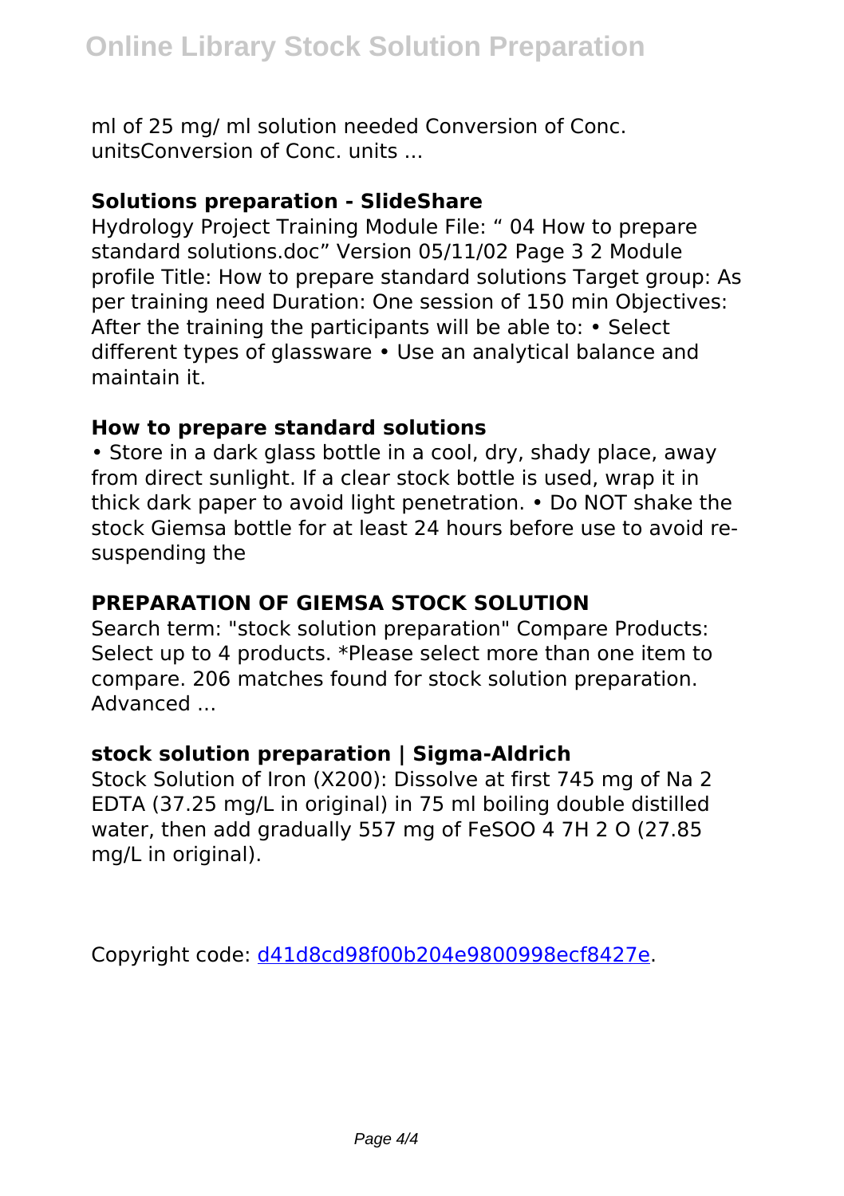ml of 25 mg/ ml solution needed Conversion of Conc. unitsConversion of Conc. units ...

**Solutions preparation - SlideShare**

Hydrology Project Training Module File: " 04 How to prepare standard solutions.doc" Version 05/11/02 Page 3 2 Module profile Title: How to prepare standard solutions Target group: As per training need Duration: One session of 150 min Objectives: After the training the participants will be able to: • Select different types of glassware • Use an analytical balance and maintain it.

**How to prepare standard solutions**

• Store in a dark glass bottle in a cool, dry, shady place, away from direct sunlight. If a clear stock bottle is used, wrap it in thick dark paper to avoid light penetration. • Do NOT shake the stock Giemsa bottle for at least 24 hours before use to avoid re-suspending the

**PREPARATION OF GIEMSA STOCK SOLUTION**

Search term: "stock solution preparation" Compare Products: Select up to 4 products. *Please select more than one item to compare. 206 matches found for stock solution preparation. Advanced ...

**stock solution preparation | Sigma-Aldrich**

Stock Solution of Iron (X200): Dissolve at first 745 mg of Na 2 EDTA (37.25 mg/L in original) in 75 ml boiling double distilled water, then add gradually 557 mg of FeSOO 4 7H 2 O (27.85 mg/L in original).

Copyright code: d41d8cd98f00b204e9800998ecf8427e.